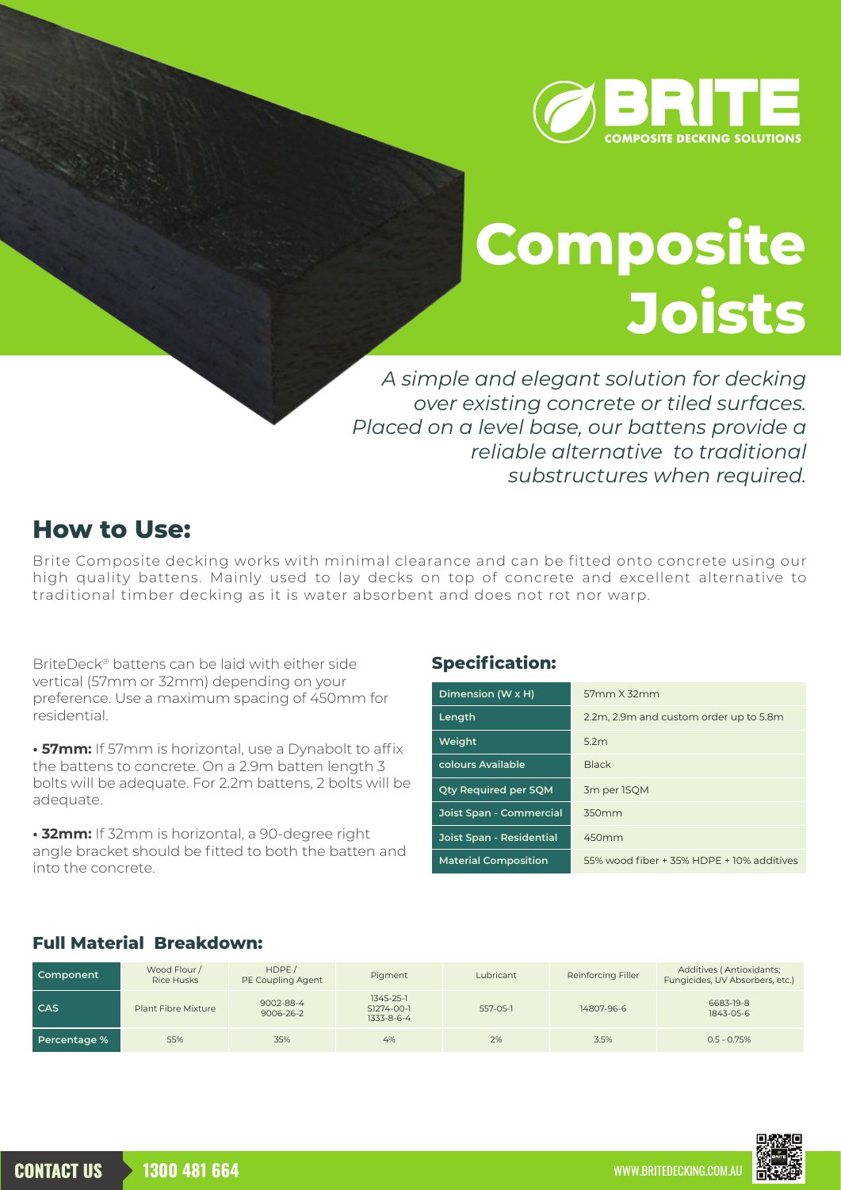BRITE
COMPOSITE DECKING SOLUTIONS

# Composite Joists

*A simple and elegant solution for decking over existing concrete or tiled surfaces. Placed on a level base, our battens provide a reliable alternative to traditional substructures when required.*

## How to Use:

Brite Composite decking works with minimal clearance and can be fitted onto concrete using our high quality battens. Mainly used to lay decks on top of concrete and excellent alternative to traditional timber decking as it is water absorbent and does not rot nor warp.

BriteDeck® battens can be laid with either side vertical (57mm or 32mm) depending on your preference. Use a maximum spacing of 450mm for residential.

- **57mm:** If 57mm is horizontal, use a Dynabolt to affix the battens to concrete. On a 2.9m batten length 3 bolts will be adequate. For 2.2m battens, 2 bolts will be adequate.
- **32mm:** If 32mm is horizontal, a 90-degree right angle bracket should be fitted to both the batten and into the concrete.

## Specification:

| | |
|---|---|
| Dimension (W x H) | 57mm X 32mm |
| Length | 2.2m, 2.9m and custom order up to 5.8m |
| Weight | 5.2m |
| colours Available | Black |
| Qty Required per SQM | 3m per 1SQM |
| Joist Span - Commercial | 350mm |
| Joist Span - Residential | 450mm |
| Material Composition | 55% wood fiber + 35% HDPE + 10% additives |

## Full Material Breakdown:

| Component | Wood Flour / Rice Husks | HDPE / PE Coupling Agent | Pigment | Lubricant | Reinforcing Filler | Additives ( Antioxidants; Fungicides, UV Absorbers, etc.) |
|---|---|---|---|---|---|---|
| CAS | Plant Fibre Mixture | 9002-88-4 9006-26-2 | 1345-25-1 51274-00-1 1333-8-6-4 | 557-05-1 | 14807-96-6 | 6683-19-8 1843-05-6 |
| Percentage % | 55% | 35% | 4% | 2% | 3.5% | 0.5 - 0.75% |

CONTACT US 1300 481 664

WWW.BRITEDECKING.COM.AU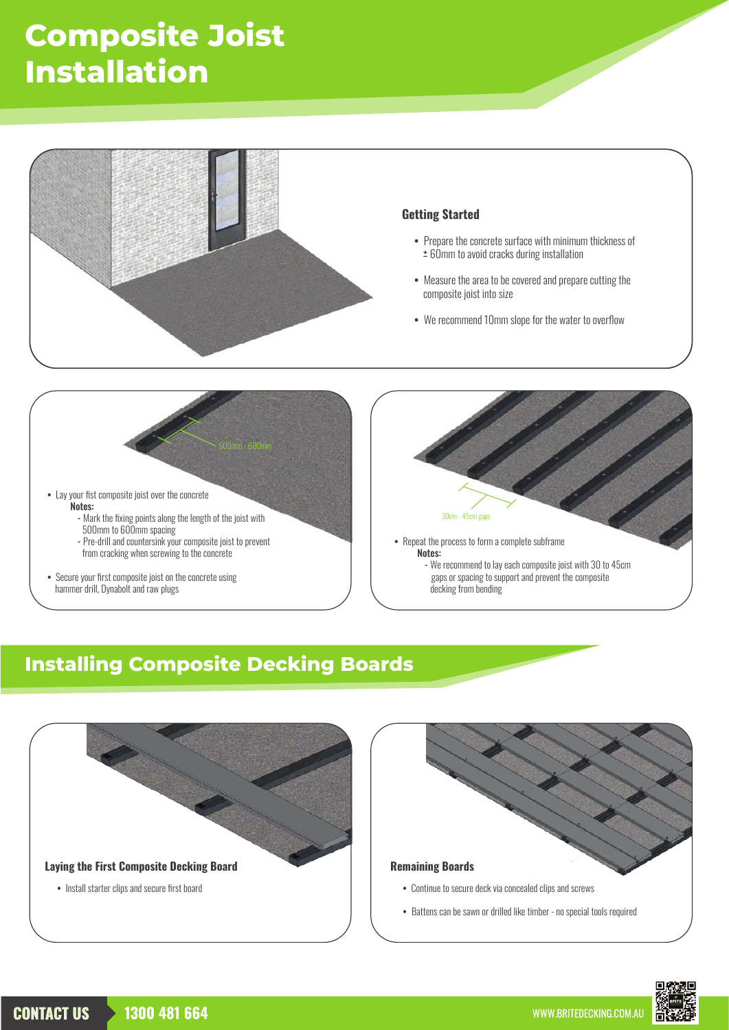# Composite Joist Installation

### Getting Started

- Prepare the concrete surface with minimum thickness of ± 60mm to avoid cracks during installation
- Measure the area to be covered and prepare cutting the composite joist into size
- We recommend 10mm slope for the water to overflow

500mm - 600mm

- Lay your fist composite joist over the concrete
  **Notes:**
  - Mark the fixing points along the length of the joist with 500mm to 600mm spacing
  - Pre-drill and countersink your composite joist to prevent from cracking when screwing to the concrete
- Secure your first composite joist on the concrete using hammer drill, Dynabolt and raw plugs

30cm - 45cm gaps

- Repeat the process to form a complete subframe
  **Notes:**
  - We recommend to lay each composite joist with 30 to 45cm gaps or spacing to support and prevent the composite decking from bending

## Installing Composite Decking Boards

### Laying the First Composite Decking Board

- Install starter clips and secure first board

### Remaining Boards

- Continue to secure deck via concealed clips and screws
- Battens can be sawn or drilled like timber - no special tools required

**CONTACT US** 1300 481 664

WWW.BRITEDECKING.COM.AU